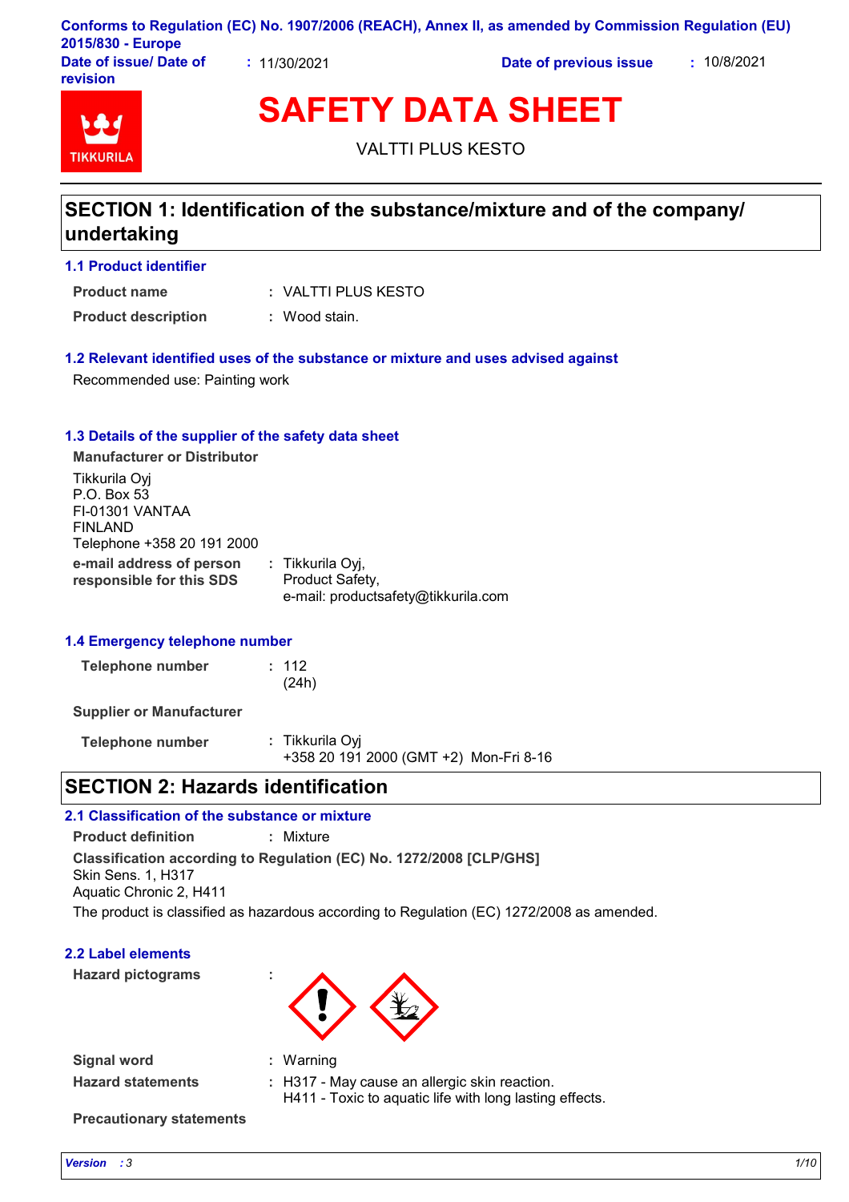Conforms to Regulation (EC) No. 1907/2006 (REACH), Annex II, as amended by Commission Regulation (EU) 2015/830 - Europe

**Date of issue/ Date of revision** : 11/30/2021 **Date of previous issue** : 10/8/2021

# SAFETY DATA SHEET

VALTTI PLUS KESTO

## SECTION 1: Identification of the substance/mixture and of the company/ undertaking

### 1.1 Product identifier

**Product name** : VALTTI PLUS KESTO

**Product description** : Wood stain.

### 1.2 Relevant identified uses of the substance or mixture and uses advised against

Recommended use: Painting work

### 1.3 Details of the supplier of the safety data sheet

**Manufacturer or Distributor**

Tikkurila Oyj
P.O. Box 53
FI-01301 VANTAA
FINLAND
Telephone +358 20 191 2000

**e-mail address of person responsible for this SDS** : Tikkurila Oyj, Product Safety, e-mail: productsafety@tikkurila.com

### 1.4 Emergency telephone number

**Telephone number** : 112 (24h)

**Supplier or Manufacturer**

**Telephone number** : Tikkurila Oyj
+358 20 191 2000 (GMT +2) Mon-Fri 8-16

## SECTION 2: Hazards identification

### 2.1 Classification of the substance or mixture

**Product definition** : Mixture

**Classification according to Regulation (EC) No. 1272/2008 [CLP/GHS]**
Skin Sens. 1, H317
Aquatic Chronic 2, H411

The product is classified as hazardous according to Regulation (EC) 1272/2008 as amended.

### 2.2 Label elements

**Hazard pictograms** :

**Signal word** : Warning

**Hazard statements** : H317 - May cause an allergic skin reaction.
H411 - Toxic to aquatic life with long lasting effects.

**Precautionary statements**

*Version* : 3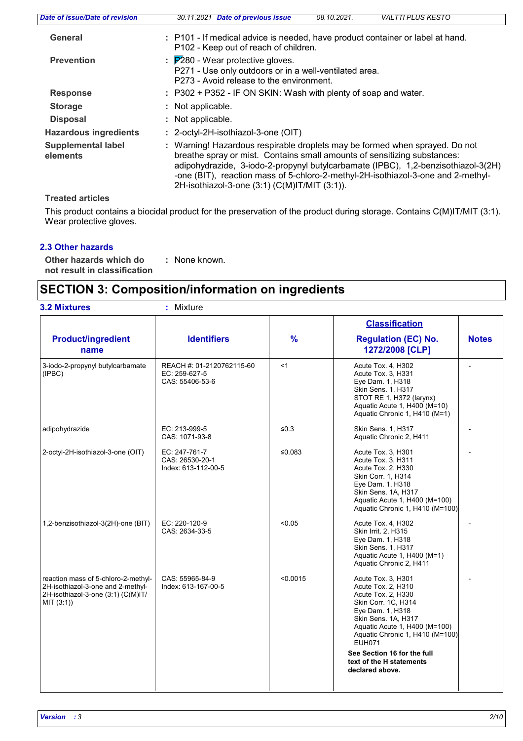| | |
|---|---|
| **General** | : P101 - If medical advice is needed, have product container or label at hand. P102 - Keep out of reach of children. |
| **Prevention** | : P280 - Wear protective gloves. P271 - Use only outdoors or in a well-ventilated area. P273 - Avoid release to the environment. |
| **Response** | : P302 + P352 - IF ON SKIN: Wash with plenty of soap and water. |
| **Storage** | : Not applicable. |
| **Disposal** | : Not applicable. |
| **Hazardous ingredients** | : 2-octyl-2H-isothiazol-3-one (OIT) |
| **Supplemental label elements** | : Warning! Hazardous respirable droplets may be formed when sprayed. Do not breathe spray or mist. Contains small amounts of sensitizing substances: adipohydrazide, 3-iodo-2-propynyl butylcarbamate (IPBC), 1,2-benzisothiazol-3(2H)-one (BIT), reaction mass of 5-chloro-2-methyl-2H-isothiazol-3-one and 2-methyl-2H-isothiazol-3-one (3:1) (C(M)IT/MIT (3:1)). |

**Treated articles**

This product contains a biocidal product for the preservation of the product during storage. Contains C(M)IT/MIT (3:1). Wear protective gloves.

### 2.3 Other hazards

**Other hazards which do not result in classification** : None known.

## SECTION 3: Composition/information on ingredients

**3.2 Mixtures** : Mixture

| Product/ingredient name | Identifiers | % | Classification Regulation (EC) No. 1272/2008 [CLP] | Notes |
|---|---|---|---|---|
| 3-iodo-2-propynyl butylcarbamate (IPBC) | REACH #: 01-2120762115-60<br>EC: 259-627-5<br>CAS: 55406-53-6 | <1 | Acute Tox. 4, H302<br>Acute Tox. 3, H331<br>Eye Dam. 1, H318<br>Skin Sens. 1, H317<br>STOT RE 1, H372 (larynx)<br>Aquatic Acute 1, H400 (M=10)<br>Aquatic Chronic 1, H410 (M=1) | - |
| adipohydrazide | EC: 213-999-5<br>CAS: 1071-93-8 | ≤0.3 | Skin Sens. 1, H317<br>Aquatic Chronic 2, H411 | - |
| 2-octyl-2H-isothiazol-3-one (OIT) | EC: 247-761-7<br>CAS: 26530-20-1<br>Index: 613-112-00-5 | ≤0.083 | Acute Tox. 3, H301<br>Acute Tox. 3, H311<br>Acute Tox. 2, H330<br>Skin Corr. 1, H314<br>Eye Dam. 1, H318<br>Skin Sens. 1A, H317<br>Aquatic Acute 1, H400 (M=100)<br>Aquatic Chronic 1, H410 (M=100) | - |
| 1,2-benzisothiazol-3(2H)-one (BIT) | EC: 220-120-9<br>CAS: 2634-33-5 | <0.05 | Acute Tox. 4, H302<br>Skin Irrit. 2, H315<br>Eye Dam. 1, H318<br>Skin Sens. 1, H317<br>Aquatic Acute 1, H400 (M=1)<br>Aquatic Chronic 2, H411 | - |
| reaction mass of 5-chloro-2-methyl-2H-isothiazol-3-one and 2-methyl-2H-isothiazol-3-one (3:1) (C(M)IT/MIT (3:1)) | CAS: 55965-84-9<br>Index: 613-167-00-5 | <0.0015 | Acute Tox. 3, H301<br>Acute Tox. 2, H310<br>Acute Tox. 2, H330<br>Skin Corr. 1C, H314<br>Eye Dam. 1, H318<br>Skin Sens. 1A, H317<br>Aquatic Acute 1, H400 (M=100)<br>Aquatic Chronic 1, H410 (M=100)<br>EUH071 | - |
| | | | **See Section 16 for the full text of the H statements declared above.** | |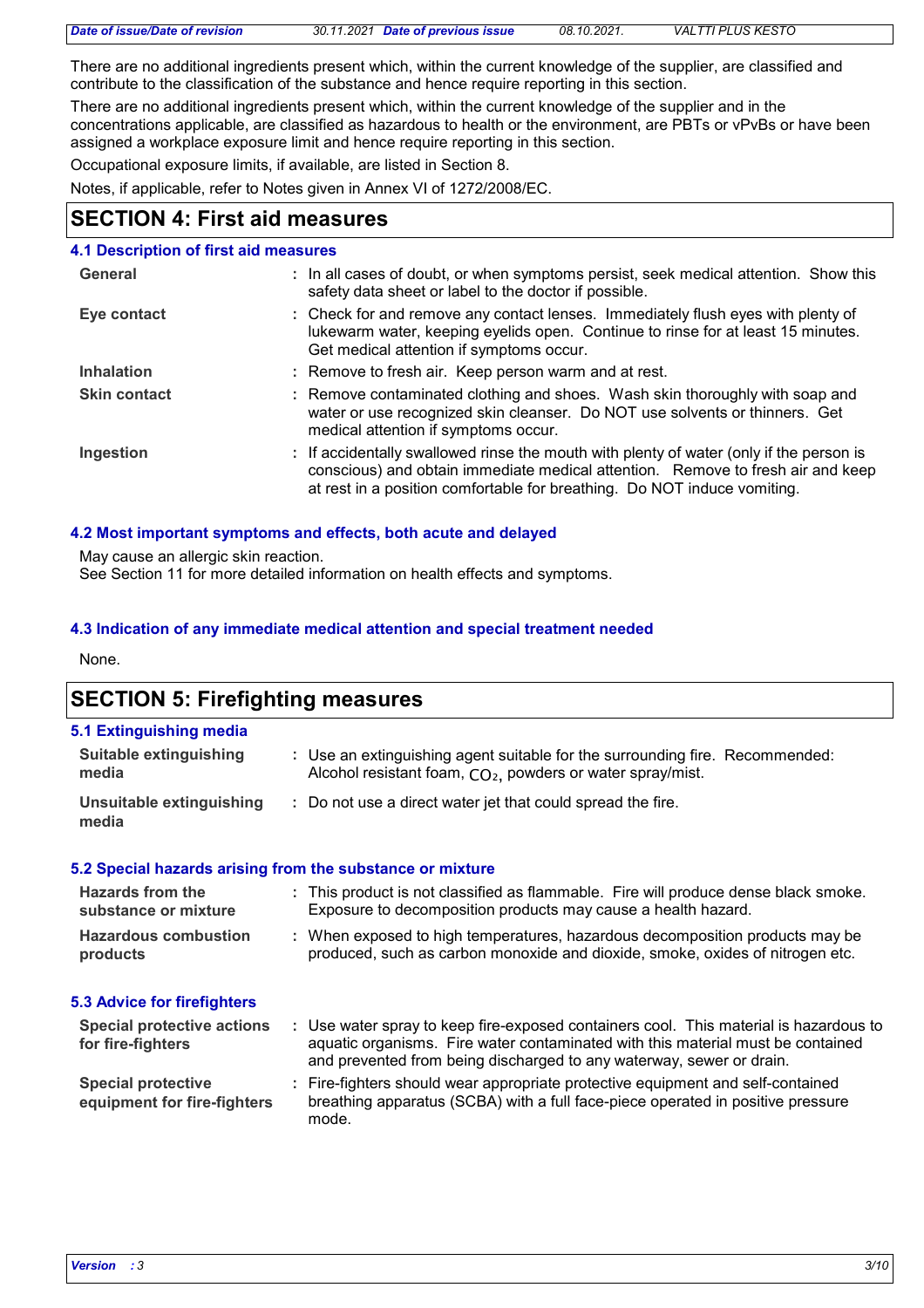There are no additional ingredients present which, within the current knowledge of the supplier, are classified and contribute to the classification of the substance and hence require reporting in this section.

There are no additional ingredients present which, within the current knowledge of the supplier and in the concentrations applicable, are classified as hazardous to health or the environment, are PBTs or vPvBs or have been assigned a workplace exposure limit and hence require reporting in this section.

Occupational exposure limits, if available, are listed in Section 8.

Notes, if applicable, refer to Notes given in Annex VI of 1272/2008/EC.

## SECTION 4: First aid measures

### 4.1 Description of first aid measures

| | |
|---|---|
| **General** | : In all cases of doubt, or when symptoms persist, seek medical attention. Show this safety data sheet or label to the doctor if possible. |
| **Eye contact** | : Check for and remove any contact lenses. Immediately flush eyes with plenty of lukewarm water, keeping eyelids open. Continue to rinse for at least 15 minutes. Get medical attention if symptoms occur. |
| **Inhalation** | : Remove to fresh air. Keep person warm and at rest. |
| **Skin contact** | : Remove contaminated clothing and shoes. Wash skin thoroughly with soap and water or use recognized skin cleanser. Do NOT use solvents or thinners. Get medical attention if symptoms occur. |
| **Ingestion** | : If accidentally swallowed rinse the mouth with plenty of water (only if the person is conscious) and obtain immediate medical attention. Remove to fresh air and keep at rest in a position comfortable for breathing. Do NOT induce vomiting. |

### 4.2 Most important symptoms and effects, both acute and delayed

May cause an allergic skin reaction.
See Section 11 for more detailed information on health effects and symptoms.

### 4.3 Indication of any immediate medical attention and special treatment needed

None.

## SECTION 5: Firefighting measures

### 5.1 Extinguishing media

| | |
|---|---|
| **Suitable extinguishing media** | : Use an extinguishing agent suitable for the surrounding fire. Recommended: Alcohol resistant foam, $CO_2$, powders or water spray/mist. |
| **Unsuitable extinguishing media** | : Do not use a direct water jet that could spread the fire. |

### 5.2 Special hazards arising from the substance or mixture

| | |
|---|---|
| **Hazards from the substance or mixture** | : This product is not classified as flammable. Fire will produce dense black smoke. Exposure to decomposition products may cause a health hazard. |
| **Hazardous combustion products** | : When exposed to high temperatures, hazardous decomposition products may be produced, such as carbon monoxide and dioxide, smoke, oxides of nitrogen etc. |

### 5.3 Advice for firefighters

| | |
|---|---|
| **Special protective actions for fire-fighters** | : Use water spray to keep fire-exposed containers cool. This material is hazardous to aquatic organisms. Fire water contaminated with this material must be contained and prevented from being discharged to any waterway, sewer or drain. |
| **Special protective equipment for fire-fighters** | : Fire-fighters should wear appropriate protective equipment and self-contained breathing apparatus (SCBA) with a full face-piece operated in positive pressure mode. |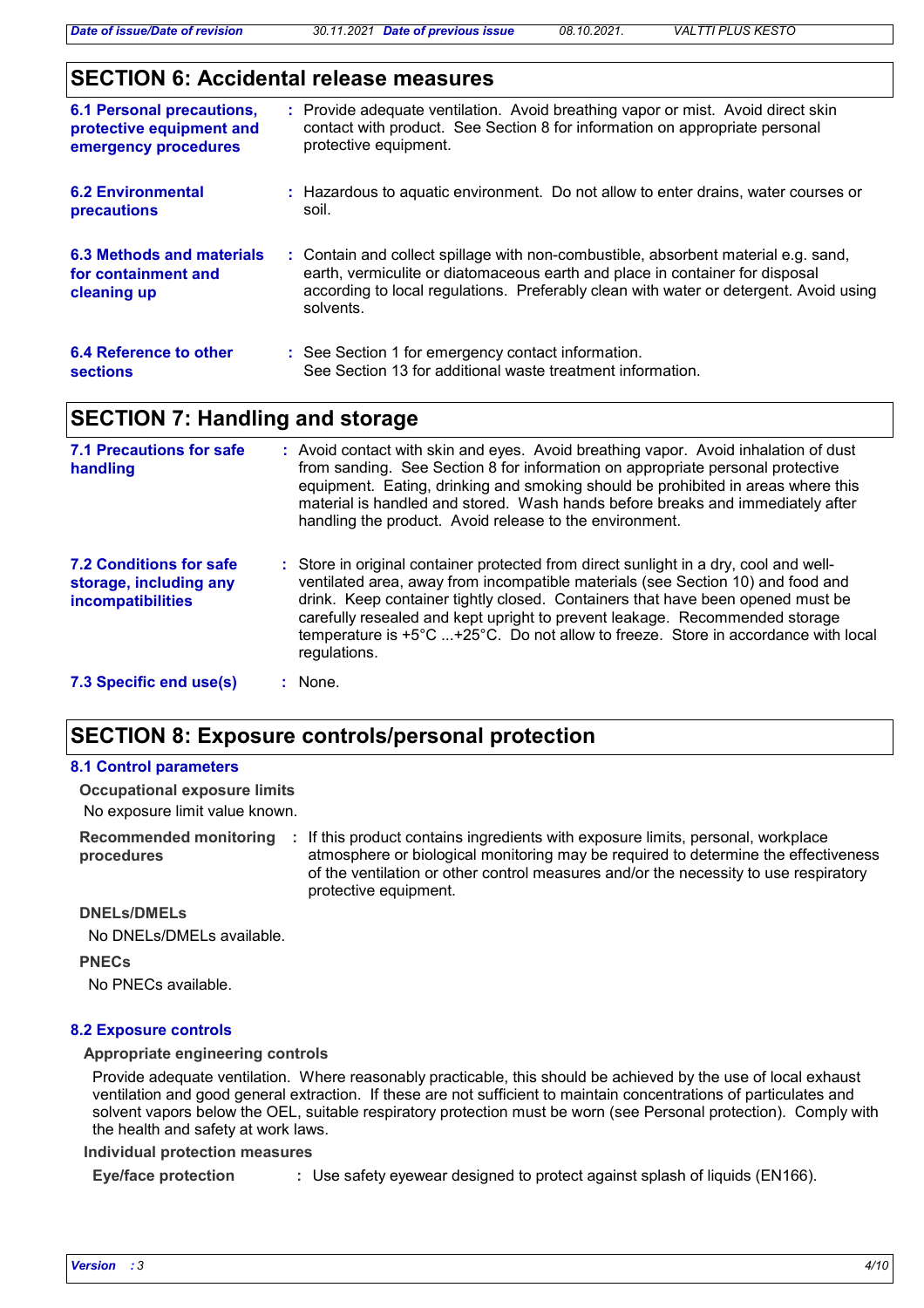## SECTION 6: Accidental release measures

**6.1 Personal precautions, protective equipment and emergency procedures** : Provide adequate ventilation. Avoid breathing vapor or mist. Avoid direct skin contact with product. See Section 8 for information on appropriate personal protective equipment.

**6.2 Environmental precautions** : Hazardous to aquatic environment. Do not allow to enter drains, water courses or soil.

**6.3 Methods and materials for containment and cleaning up** : Contain and collect spillage with non-combustible, absorbent material e.g. sand, earth, vermiculite or diatomaceous earth and place in container for disposal according to local regulations. Preferably clean with water or detergent. Avoid using solvents.

**6.4 Reference to other sections** : See Section 1 for emergency contact information.
See Section 13 for additional waste treatment information.

## SECTION 7: Handling and storage

**7.1 Precautions for safe handling** : Avoid contact with skin and eyes. Avoid breathing vapor. Avoid inhalation of dust from sanding. See Section 8 for information on appropriate personal protective equipment. Eating, drinking and smoking should be prohibited in areas where this material is handled and stored. Wash hands before breaks and immediately after handling the product. Avoid release to the environment.

**7.2 Conditions for safe storage, including any incompatibilities** : Store in original container protected from direct sunlight in a dry, cool and well-ventilated area, away from incompatible materials (see Section 10) and food and drink. Keep container tightly closed. Containers that have been opened must be carefully resealed and kept upright to prevent leakage. Recommended storage temperature is +5°C ...+25°C. Do not allow to freeze. Store in accordance with local regulations.

**7.3 Specific end use(s)** : None.

## SECTION 8: Exposure controls/personal protection

### 8.1 Control parameters

**Occupational exposure limits**

No exposure limit value known.

**Recommended monitoring procedures** : If this product contains ingredients with exposure limits, personal, workplace atmosphere or biological monitoring may be required to determine the effectiveness of the ventilation or other control measures and/or the necessity to use respiratory protective equipment.

**DNELs/DMELs**

No DNELs/DMELs available.

**PNECs**

No PNECs available.

### 8.2 Exposure controls

**Appropriate engineering controls**

Provide adequate ventilation. Where reasonably practicable, this should be achieved by the use of local exhaust ventilation and good general extraction. If these are not sufficient to maintain concentrations of particulates and solvent vapors below the OEL, suitable respiratory protection must be worn (see Personal protection). Comply with the health and safety at work laws.

**Individual protection measures**

**Eye/face protection** : Use safety eyewear designed to protect against splash of liquids (EN166).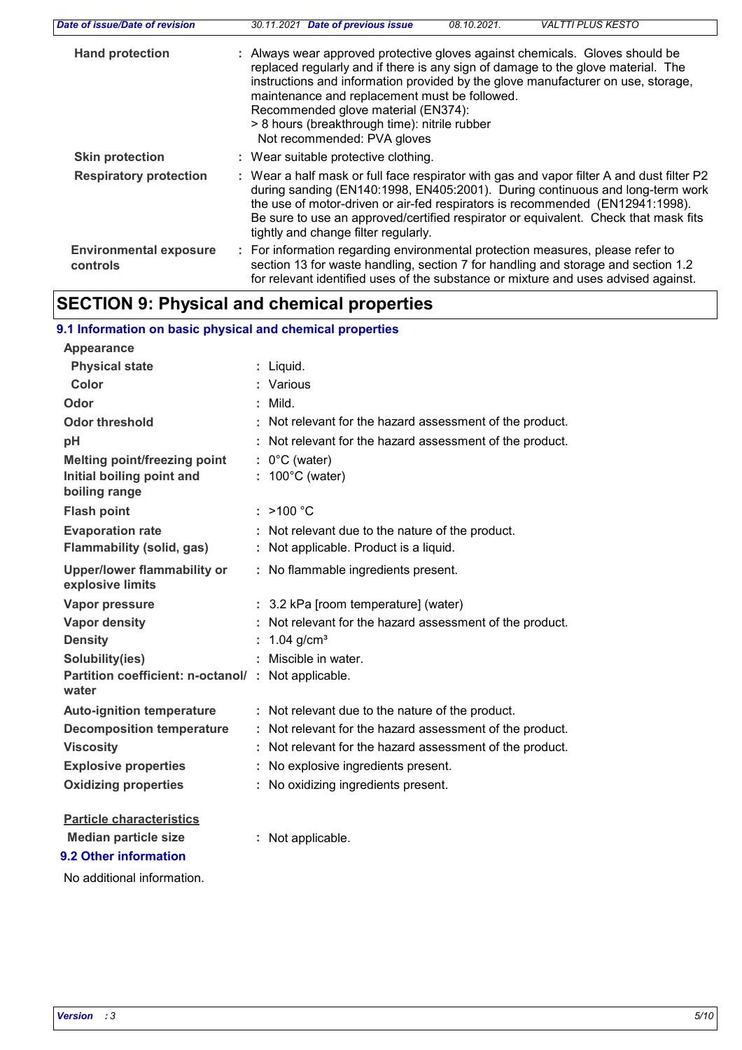**Hand protection** : Always wear approved protective gloves against chemicals. Gloves should be replaced regularly and if there is any sign of damage to the glove material. The instructions and information provided by the glove manufacturer on use, storage, maintenance and replacement must be followed.
Recommended glove material (EN374):
> 8 hours (breakthrough time): nitrile rubber
Not recommended: PVA gloves

**Skin protection** : Wear suitable protective clothing.

**Respiratory protection** : Wear a half mask or full face respirator with gas and vapor filter A and dust filter P2 during sanding (EN140:1998, EN405:2001). During continuous and long-term work the use of motor-driven or air-fed respirators is recommended (EN12941:1998). Be sure to use an approved/certified respirator or equivalent. Check that mask fits tightly and change filter regularly.

**Environmental exposure controls** : For information regarding environmental protection measures, please refer to section 13 for waste handling, section 7 for handling and storage and section 1.2 for relevant identified uses of the substance or mixture and uses advised against.

# SECTION 9: Physical and chemical properties

## 9.1 Information on basic physical and chemical properties

**Appearance**

| | |
|---|---|
| **Physical state** | : Liquid. |
| **Color** | : Various |
| **Odor** | : Mild. |
| **Odor threshold** | : Not relevant for the hazard assessment of the product. |
| **pH** | : Not relevant for the hazard assessment of the product. |
| **Melting point/freezing point** | : 0°C (water) |
| **Initial boiling point and boiling range** | : 100°C (water) |
| **Flash point** | : >100 °C |
| **Evaporation rate** | : Not relevant due to the nature of the product. |
| **Flammability (solid, gas)** | : Not applicable. Product is a liquid. |
| **Upper/lower flammability or explosive limits** | : No flammable ingredients present. |
| **Vapor pressure** | : 3.2 kPa [room temperature] (water) |
| **Vapor density** | : Not relevant for the hazard assessment of the product. |
| **Density** | : 1.04 g/cm³ |
| **Solubility(ies)** | : Miscible in water. |
| **Partition coefficient: n-octanol/water** | : Not applicable. |
| **Auto-ignition temperature** | : Not relevant due to the nature of the product. |
| **Decomposition temperature** | : Not relevant for the hazard assessment of the product. |
| **Viscosity** | : Not relevant for the hazard assessment of the product. |
| **Explosive properties** | : No explosive ingredients present. |
| **Oxidizing properties** | : No oxidizing ingredients present. |

**Particle characteristics**

| | |
|---|---|
| **Median particle size** | : Not applicable. |

## 9.2 Other information

No additional information.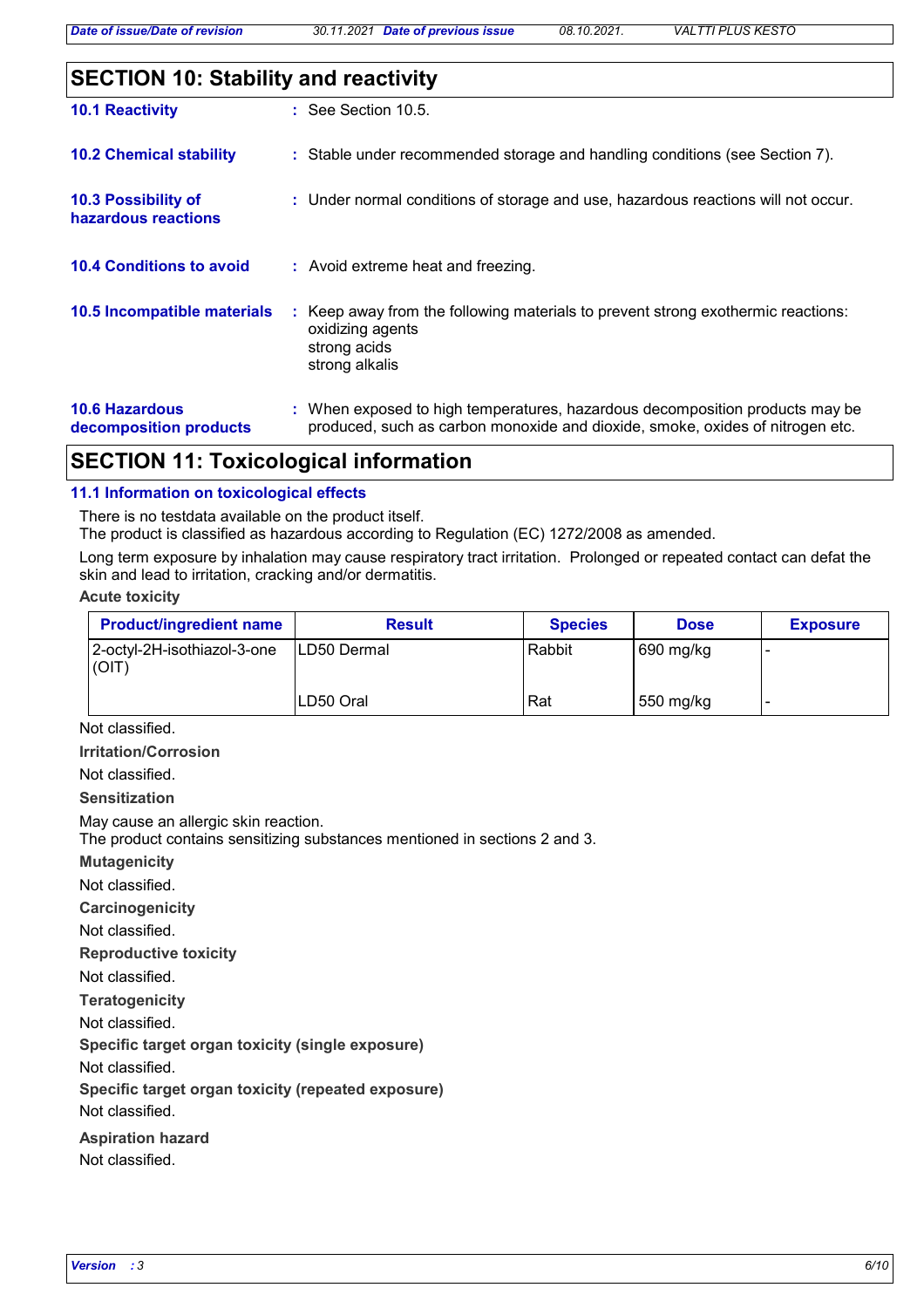## SECTION 10: Stability and reactivity

**10.1 Reactivity** : See Section 10.5.

**10.2 Chemical stability** : Stable under recommended storage and handling conditions (see Section 7).

**10.3 Possibility of hazardous reactions** : Under normal conditions of storage and use, hazardous reactions will not occur.

**10.4 Conditions to avoid** : Avoid extreme heat and freezing.

**10.5 Incompatible materials** : Keep away from the following materials to prevent strong exothermic reactions:
oxidizing agents
strong acids
strong alkalis

**10.6 Hazardous decomposition products** : When exposed to high temperatures, hazardous decomposition products may be produced, such as carbon monoxide and dioxide, smoke, oxides of nitrogen etc.

## SECTION 11: Toxicological information

### 11.1 Information on toxicological effects

There is no testdata available on the product itself.
The product is classified as hazardous according to Regulation (EC) 1272/2008 as amended.

Long term exposure by inhalation may cause respiratory tract irritation. Prolonged or repeated contact can defat the skin and lead to irritation, cracking and/or dermatitis.

**Acute toxicity**

| Product/ingredient name | Result | Species | Dose | Exposure |
|---|---|---|---|---|
| 2-octyl-2H-isothiazol-3-one (OIT) | LD50 Dermal | Rabbit | 690 mg/kg | - |
| | LD50 Oral | Rat | 550 mg/kg | - |

Not classified.

**Irritation/Corrosion**

Not classified.

**Sensitization**

May cause an allergic skin reaction.
The product contains sensitizing substances mentioned in sections 2 and 3.

**Mutagenicity**

Not classified.

**Carcinogenicity**

Not classified.

**Reproductive toxicity**

Not classified.

**Teratogenicity**

Not classified.

**Specific target organ toxicity (single exposure)**

Not classified.

**Specific target organ toxicity (repeated exposure)**

Not classified.

**Aspiration hazard**

Not classified.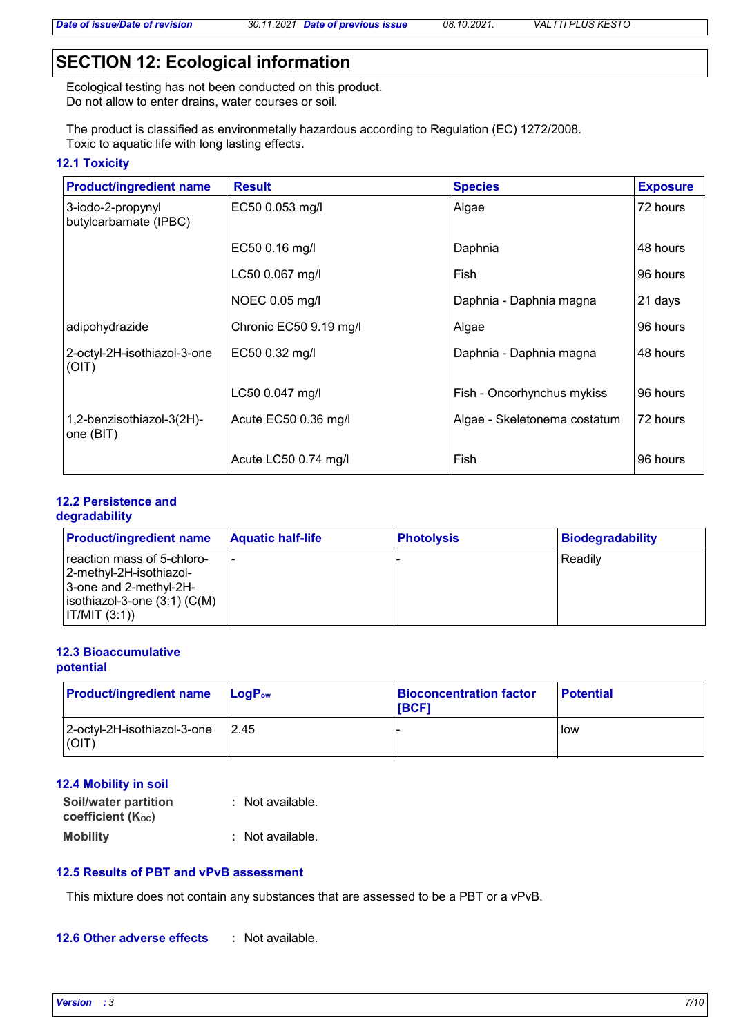## SECTION 12: Ecological information

Ecological testing has not been conducted on this product.
Do not allow to enter drains, water courses or soil.

The product is classified as environmetally hazardous according to Regulation (EC) 1272/2008.
Toxic to aquatic life with long lasting effects.

### 12.1 Toxicity

| Product/ingredient name | Result | Species | Exposure |
|---|---|---|---|
| 3-iodo-2-propynyl butylcarbamate (IPBC) | EC50 0.053 mg/l | Algae | 72 hours |
| | EC50 0.16 mg/l | Daphnia | 48 hours |
| | LC50 0.067 mg/l | Fish | 96 hours |
| | NOEC 0.05 mg/l | Daphnia - Daphnia magna | 21 days |
| adipohydrazide | Chronic EC50 9.19 mg/l | Algae | 96 hours |
| 2-octyl-2H-isothiazol-3-one (OIT) | EC50 0.32 mg/l | Daphnia - Daphnia magna | 48 hours |
| | LC50 0.047 mg/l | Fish - Oncorhynchus mykiss | 96 hours |
| 1,2-benzisothiazol-3(2H)-one (BIT) | Acute EC50 0.36 mg/l | Algae - Skeletonema costatum | 72 hours |
| | Acute LC50 0.74 mg/l | Fish | 96 hours |

### 12.2 Persistence and degradability

| Product/ingredient name | Aquatic half-life | Photolysis | Biodegradability |
|---|---|---|---|
| reaction mass of 5-chloro-2-methyl-2H-isothiazol-3-one and 2-methyl-2H-isothiazol-3-one (3:1) (C(M)IT/MIT (3:1)) | - | - | Readily |

### 12.3 Bioaccumulative potential

| Product/ingredient name | $LogP_{ow}$ | Bioconcentration factor [BCF] | Potential |
|---|---|---|---|
| 2-octyl-2H-isothiazol-3-one (OIT) | 2.45 | - | low |

### 12.4 Mobility in soil

**Soil/water partition coefficient ($K_{OC}$)** : Not available.

**Mobility** : Not available.

### 12.5 Results of PBT and vPvB assessment

This mixture does not contain any substances that are assessed to be a PBT or a vPvB.

### 12.6 Other adverse effects

: Not available.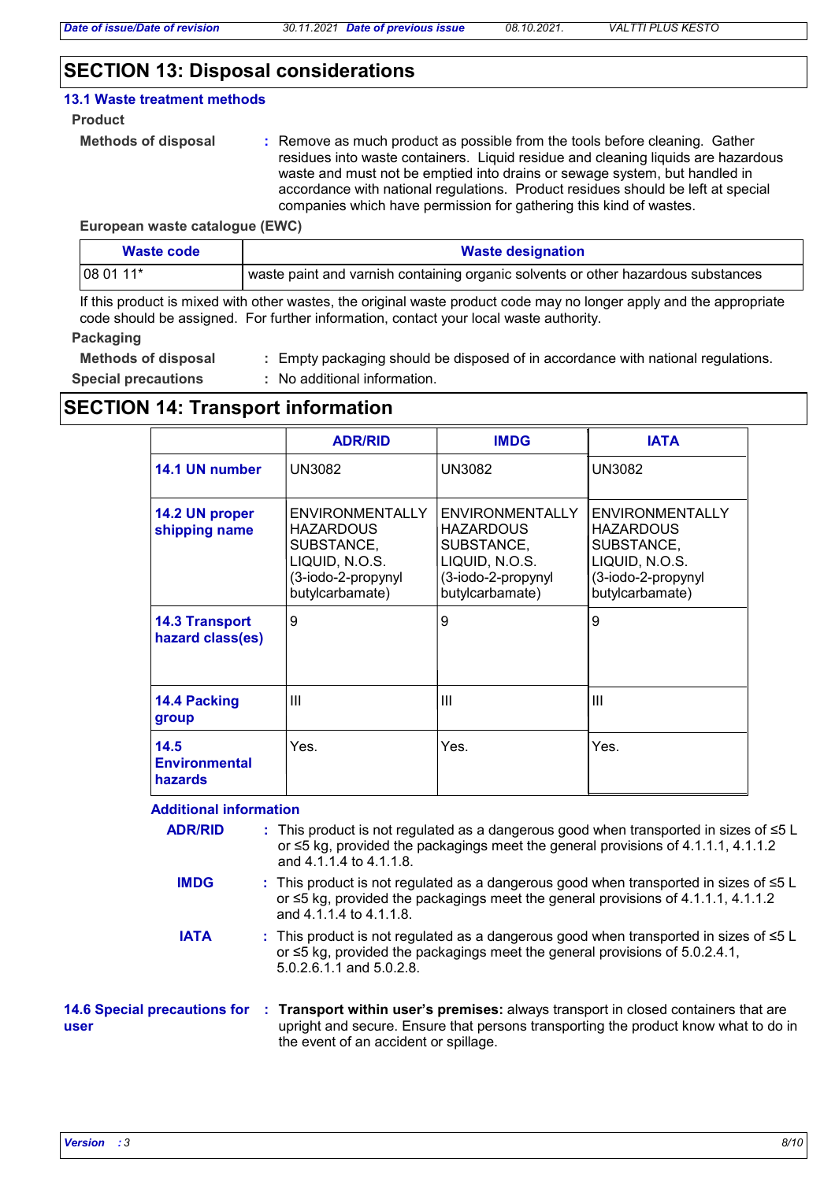## SECTION 13: Disposal considerations

### 13.1 Waste treatment methods

**Product**

**Methods of disposal** : Remove as much product as possible from the tools before cleaning. Gather residues into waste containers. Liquid residue and cleaning liquids are hazardous waste and must not be emptied into drains or sewage system, but handled in accordance with national regulations. Product residues should be left at special companies which have permission for gathering this kind of wastes.

**European waste catalogue (EWC)**

| Waste code | Waste designation |
|---|---|
| 08 01 11* | waste paint and varnish containing organic solvents or other hazardous substances |

If this product is mixed with other wastes, the original waste product code may no longer apply and the appropriate code should be assigned. For further information, contact your local waste authority.

**Packaging**

**Methods of disposal** : Empty packaging should be disposed of in accordance with national regulations.

**Special precautions** : No additional information.

## SECTION 14: Transport information

| | ADR/RID | IMDG | IATA |
|---|---|---|---|
| **14.1 UN number** | UN3082 | UN3082 | UN3082 |
| **14.2 UN proper shipping name** | ENVIRONMENTALLY HAZARDOUS SUBSTANCE, LIQUID, N.O.S. (3-iodo-2-propynyl butylcarbamate) | ENVIRONMENTALLY HAZARDOUS SUBSTANCE, LIQUID, N.O.S. (3-iodo-2-propynyl butylcarbamate) | ENVIRONMENTALLY HAZARDOUS SUBSTANCE, LIQUID, N.O.S. (3-iodo-2-propynyl butylcarbamate) |
| **14.3 Transport hazard class(es)** | 9 | 9 | 9 |
| **14.4 Packing group** | III | III | III |
| **14.5 Environmental hazards** | Yes. | Yes. | Yes. |

**Additional information**

**ADR/RID** : This product is not regulated as a dangerous good when transported in sizes of ≤5 L or ≤5 kg, provided the packagings meet the general provisions of 4.1.1.1, 4.1.1.2 and 4.1.1.4 to 4.1.1.8.

**IMDG** : This product is not regulated as a dangerous good when transported in sizes of ≤5 L or ≤5 kg, provided the packagings meet the general provisions of 4.1.1.1, 4.1.1.2 and 4.1.1.4 to 4.1.1.8.

**IATA** : This product is not regulated as a dangerous good when transported in sizes of ≤5 L or ≤5 kg, provided the packagings meet the general provisions of 5.0.2.4.1, 5.0.2.6.1.1 and 5.0.2.8.

**14.6 Special precautions for user** : **Transport within user's premises:** always transport in closed containers that are upright and secure. Ensure that persons transporting the product know what to do in the event of an accident or spillage.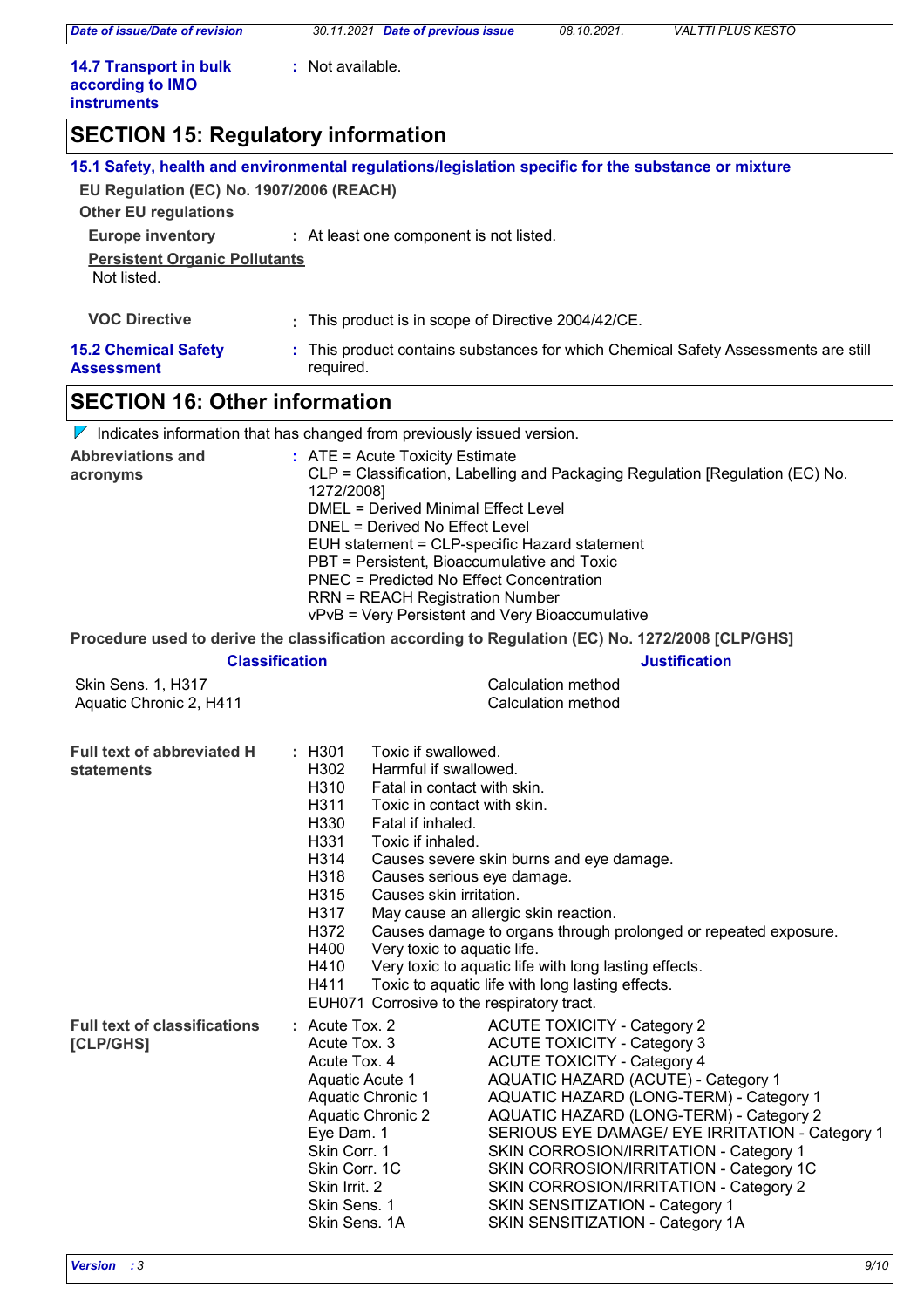**14.7 Transport in bulk according to IMO instruments** : Not available.

## SECTION 15: Regulatory information

### 15.1 Safety, health and environmental regulations/legislation specific for the substance or mixture

**EU Regulation (EC) No. 1907/2006 (REACH)**

**Other EU regulations**

**Europe inventory** : At least one component is not listed.

**Persistent Organic Pollutants**

Not listed.

**VOC Directive** : This product is in scope of Directive 2004/42/CE.

**15.2 Chemical Safety Assessment** : This product contains substances for which Chemical Safety Assessments are still required.

## SECTION 16: Other information

Indicates information that has changed from previously issued version.

**Abbreviations and acronyms** :
ATE = Acute Toxicity Estimate
CLP = Classification, Labelling and Packaging Regulation [Regulation (EC) No. 1272/2008]
DMEL = Derived Minimal Effect Level
DNEL = Derived No Effect Level
EUH statement = CLP-specific Hazard statement
PBT = Persistent, Bioaccumulative and Toxic
PNEC = Predicted No Effect Concentration
RRN = REACH Registration Number
vPvB = Very Persistent and Very Bioaccumulative

**Procedure used to derive the classification according to Regulation (EC) No. 1272/2008 [CLP/GHS]**

| Classification | Justification |
|---|---|
| Skin Sens. 1, H317 | Calculation method |
| Aquatic Chronic 2, H411 | Calculation method |

**Full text of abbreviated H statements** :

| | |
|---|---|
| H301 | Toxic if swallowed. |
| H302 | Harmful if swallowed. |
| H310 | Fatal in contact with skin. |
| H311 | Toxic in contact with skin. |
| H330 | Fatal if inhaled. |
| H331 | Toxic if inhaled. |
| H314 | Causes severe skin burns and eye damage. |
| H318 | Causes serious eye damage. |
| H315 | Causes skin irritation. |
| H317 | May cause an allergic skin reaction. |
| H372 | Causes damage to organs through prolonged or repeated exposure. |
| H400 | Very toxic to aquatic life. |
| H410 | Very toxic to aquatic life with long lasting effects. |
| H411 | Toxic to aquatic life with long lasting effects. |
| EUH071 | Corrosive to the respiratory tract. |

**Full text of classifications [CLP/GHS]** :

| | |
|---|---|
| Acute Tox. 2 | ACUTE TOXICITY - Category 2 |
| Acute Tox. 3 | ACUTE TOXICITY - Category 3 |
| Acute Tox. 4 | ACUTE TOXICITY - Category 4 |
| Aquatic Acute 1 | AQUATIC HAZARD (ACUTE) - Category 1 |
| Aquatic Chronic 1 | AQUATIC HAZARD (LONG-TERM) - Category 1 |
| Aquatic Chronic 2 | AQUATIC HAZARD (LONG-TERM) - Category 2 |
| Eye Dam. 1 | SERIOUS EYE DAMAGE/ EYE IRRITATION - Category 1 |
| Skin Corr. 1 | SKIN CORROSION/IRRITATION - Category 1 |
| Skin Corr. 1C | SKIN CORROSION/IRRITATION - Category 1C |
| Skin Irrit. 2 | SKIN CORROSION/IRRITATION - Category 2 |
| Skin Sens. 1 | SKIN SENSITIZATION - Category 1 |
| Skin Sens. 1A | SKIN SENSITIZATION - Category 1A |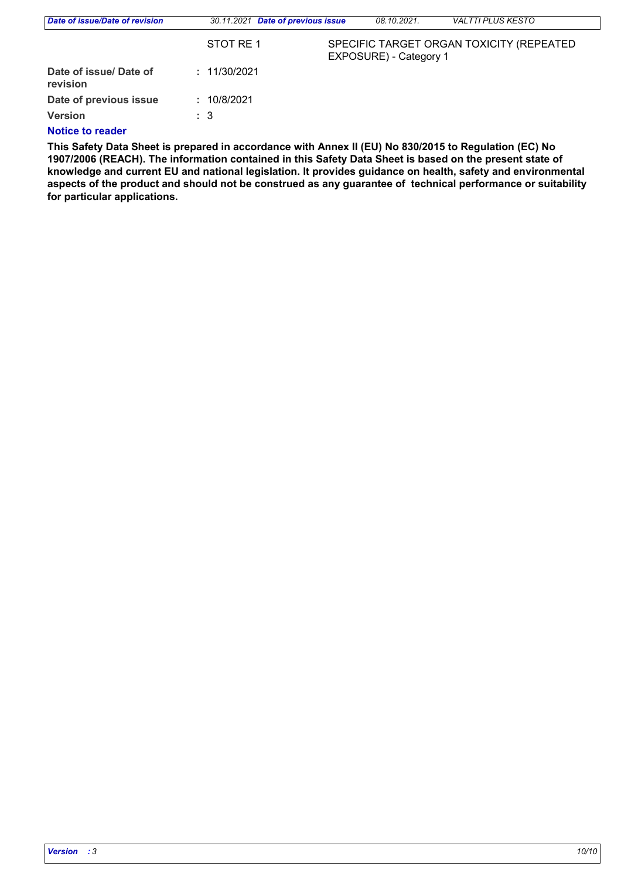| | | |
|---|---|---|
| | STOT RE 1 | SPECIFIC TARGET ORGAN TOXICITY (REPEATED EXPOSURE) - Category 1 |

**Date of issue/ Date of revision** : 11/30/2021

**Date of previous issue** : 10/8/2021

**Version** : 3

**Notice to reader**

**This Safety Data Sheet is prepared in accordance with Annex II (EU) No 830/2015 to Regulation (EC) No 1907/2006 (REACH). The information contained in this Safety Data Sheet is based on the present state of knowledge and current EU and national legislation. It provides guidance on health, safety and environmental aspects of the product and should not be construed as any guarantee of technical performance or suitability for particular applications.**